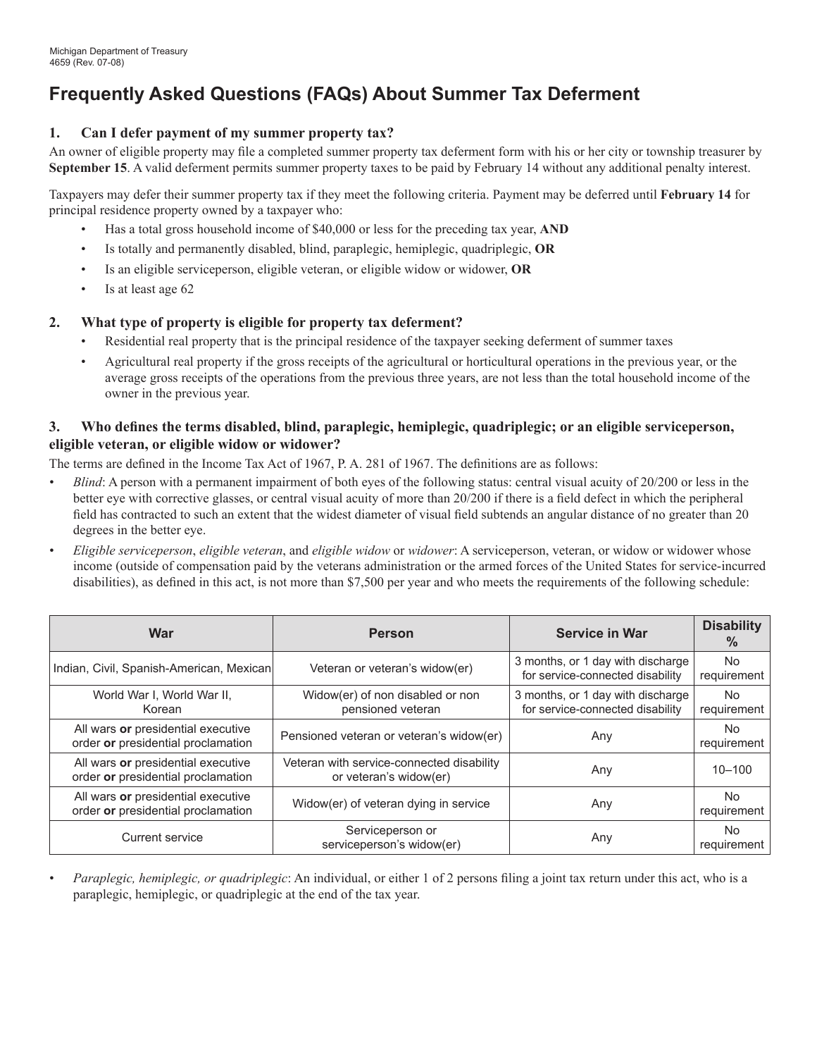Michigan Department of Treasury
4659 (Rev. 07-08)

# Frequently Asked Questions (FAQs) About Summer Tax Deferment

### 1. Can I defer payment of my summer property tax?

An owner of eligible property may file a completed summer property tax deferment form with his or her city or township treasurer by **September 15**. A valid deferment permits summer property taxes to be paid by February 14 without any additional penalty interest.

Taxpayers may defer their summer property tax if they meet the following criteria. Payment may be deferred until **February 14** for principal residence property owned by a taxpayer who:

- Has a total gross household income of $40,000 or less for the preceding tax year, **AND**
- Is totally and permanently disabled, blind, paraplegic, hemiplegic, quadriplegic, **OR**
- Is an eligible serviceperson, eligible veteran, or eligible widow or widower, **OR**
- Is at least age 62

### 2. What type of property is eligible for property tax deferment?

- Residential real property that is the principal residence of the taxpayer seeking deferment of summer taxes
- Agricultural real property if the gross receipts of the agricultural or horticultural operations in the previous year, or the average gross receipts of the operations from the previous three years, are not less than the total household income of the owner in the previous year.

### 3. Who defines the terms disabled, blind, paraplegic, hemiplegic, quadriplegic; or an eligible serviceperson, eligible veteran, or eligible widow or widower?

The terms are defined in the Income Tax Act of 1967, P. A. 281 of 1967. The definitions are as follows:

- *Blind*: A person with a permanent impairment of both eyes of the following status: central visual acuity of 20/200 or less in the better eye with corrective glasses, or central visual acuity of more than 20/200 if there is a field defect in which the peripheral field has contracted to such an extent that the widest diameter of visual field subtends an angular distance of no greater than 20 degrees in the better eye.
- *Eligible serviceperson*, *eligible veteran*, and *eligible widow* or *widower*: A serviceperson, veteran, or widow or widower whose income (outside of compensation paid by the veterans administration or the armed forces of the United States for service-incurred disabilities), as defined in this act, is not more than $7,500 per year and who meets the requirements of the following schedule:

| War | Person | Service in War | Disability % |
|---|---|---|---|
| Indian, Civil, Spanish-American, Mexican | Veteran or veteran's widow(er) | 3 months, or 1 day with discharge for service-connected disability | No requirement |
| World War I, World War II, Korean | Widow(er) of non disabled or non pensioned veteran | 3 months, or 1 day with discharge for service-connected disability | No requirement |
| All wars **or** presidential executive order **or** presidential proclamation | Pensioned veteran or veteran's widow(er) | Any | No requirement |
| All wars **or** presidential executive order **or** presidential proclamation | Veteran with service-connected disability or veteran's widow(er) | Any | 10–100 |
| All wars **or** presidential executive order **or** presidential proclamation | Widow(er) of veteran dying in service | Any | No requirement |
| Current service | Serviceperson or serviceperson's widow(er) | Any | No requirement |

- *Paraplegic, hemiplegic, or quadriplegic*: An individual, or either 1 of 2 persons filing a joint tax return under this act, who is a paraplegic, hemiplegic, or quadriplegic at the end of the tax year.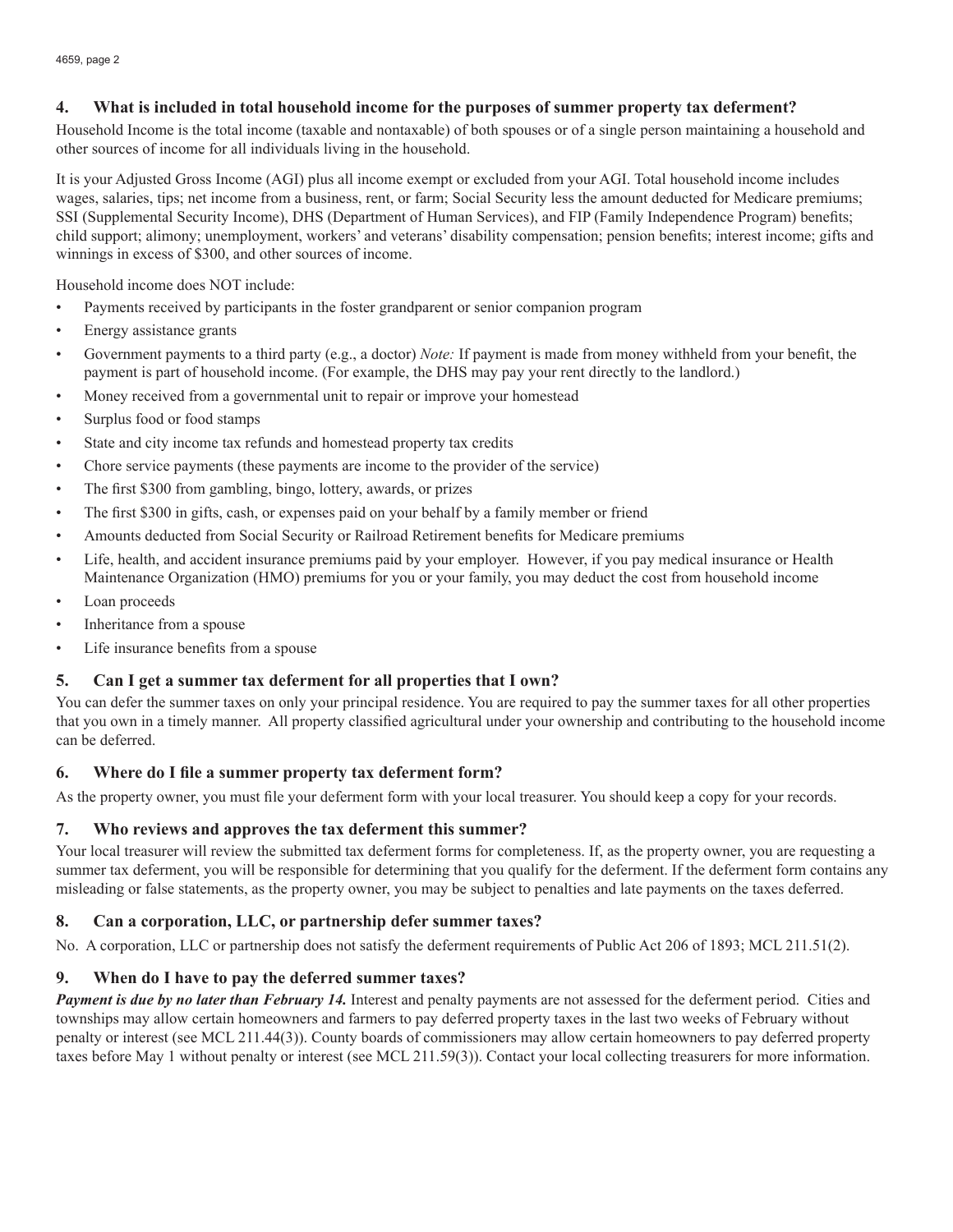## 4. What is included in total household income for the purposes of summer property tax deferment?

Household Income is the total income (taxable and nontaxable) of both spouses or of a single person maintaining a household and other sources of income for all individuals living in the household.

It is your Adjusted Gross Income (AGI) plus all income exempt or excluded from your AGI. Total household income includes wages, salaries, tips; net income from a business, rent, or farm; Social Security less the amount deducted for Medicare premiums; SSI (Supplemental Security Income), DHS (Department of Human Services), and FIP (Family Independence Program) benefits; child support; alimony; unemployment, workers' and veterans' disability compensation; pension benefits; interest income; gifts and winnings in excess of $300, and other sources of income.

Household income does NOT include:

- Payments received by participants in the foster grandparent or senior companion program
- Energy assistance grants
- Government payments to a third party (e.g., a doctor) *Note:* If payment is made from money withheld from your benefit, the payment is part of household income. (For example, the DHS may pay your rent directly to the landlord.)
- Money received from a governmental unit to repair or improve your homestead
- Surplus food or food stamps
- State and city income tax refunds and homestead property tax credits
- Chore service payments (these payments are income to the provider of the service)
- The first $300 from gambling, bingo, lottery, awards, or prizes
- The first $300 in gifts, cash, or expenses paid on your behalf by a family member or friend
- Amounts deducted from Social Security or Railroad Retirement benefits for Medicare premiums
- Life, health, and accident insurance premiums paid by your employer. However, if you pay medical insurance or Health Maintenance Organization (HMO) premiums for you or your family, you may deduct the cost from household income
- Loan proceeds
- Inheritance from a spouse
- Life insurance benefits from a spouse

## 5. Can I get a summer tax deferment for all properties that I own?

You can defer the summer taxes on only your principal residence. You are required to pay the summer taxes for all other properties that you own in a timely manner. All property classified agricultural under your ownership and contributing to the household income can be deferred.

## 6. Where do I file a summer property tax deferment form?

As the property owner, you must file your deferment form with your local treasurer. You should keep a copy for your records.

## 7. Who reviews and approves the tax deferment this summer?

Your local treasurer will review the submitted tax deferment forms for completeness. If, as the property owner, you are requesting a summer tax deferment, you will be responsible for determining that you qualify for the deferment. If the deferment form contains any misleading or false statements, as the property owner, you may be subject to penalties and late payments on the taxes deferred.

## 8. Can a corporation, LLC, or partnership defer summer taxes?

No. A corporation, LLC or partnership does not satisfy the deferment requirements of Public Act 206 of 1893; MCL 211.51(2).

## 9. When do I have to pay the deferred summer taxes?

***Payment is due by no later than February 14.*** Interest and penalty payments are not assessed for the deferment period. Cities and townships may allow certain homeowners and farmers to pay deferred property taxes in the last two weeks of February without penalty or interest (see MCL 211.44(3)). County boards of commissioners may allow certain homeowners to pay deferred property taxes before May 1 without penalty or interest (see MCL 211.59(3)). Contact your local collecting treasurers for more information.